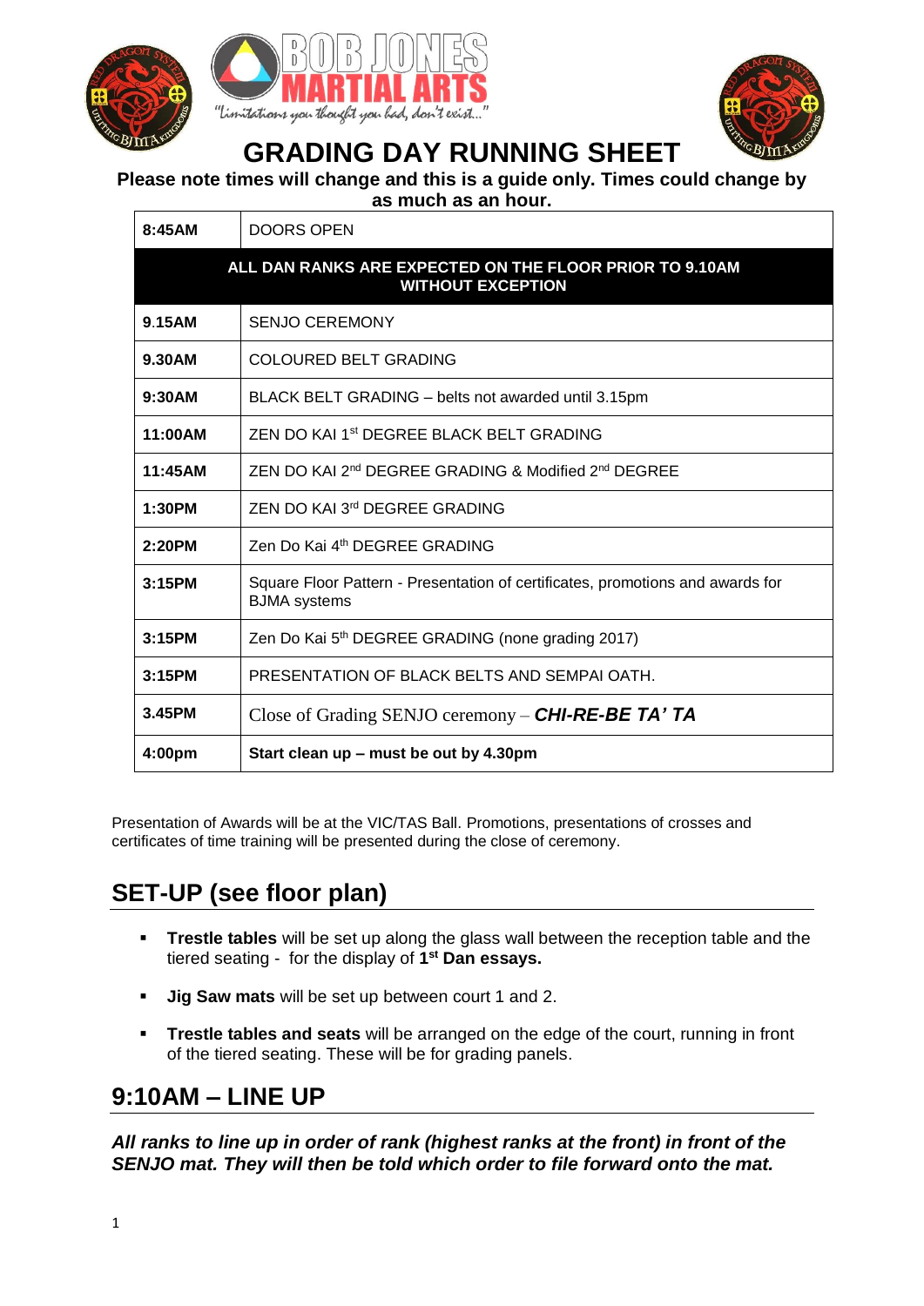# GRADING DAY RUNNING SHEET

**Please note times will change and this is a guide only. Times could change by as much as an hour.**

| | |
|---|---|
| **8:45AM** | DOORS OPEN |
| **ALL DAN RANKS ARE EXPECTED ON THE FLOOR PRIOR TO 9.10AM WITHOUT EXCEPTION** | |
| **9.15AM** | SENJO CEREMONY |
| **9.30AM** | COLOURED BELT GRADING |
| **9:30AM** | BLACK BELT GRADING – belts not awarded until 3.15pm |
| **11:00AM** | ZEN DO KAI 1st DEGREE BLACK BELT GRADING |
| **11:45AM** | ZEN DO KAI 2nd DEGREE GRADING & Modified 2nd DEGREE |
| **1:30PM** | ZEN DO KAI 3rd DEGREE GRADING |
| **2:20PM** | Zen Do Kai 4th DEGREE GRADING |
| **3:15PM** | Square Floor Pattern - Presentation of certificates, promotions and awards for BJMA systems |
| **3:15PM** | Zen Do Kai 5th DEGREE GRADING (none grading 2017) |
| **3:15PM** | PRESENTATION OF BLACK BELTS AND SEMPAI OATH. |
| **3.45PM** | Close of Grading SENJO ceremony – ***CHI-RE-BE TA' TA*** |
| **4:00pm** | **Start clean up – must be out by 4.30pm** |

Presentation of Awards will be at the VIC/TAS Ball. Promotions, presentations of crosses and certificates of time training will be presented during the close of ceremony.

## SET-UP (see floor plan)

- **Trestle tables** will be set up along the glass wall between the reception table and the tiered seating - for the display of **1st Dan essays.**
- **Jig Saw mats** will be set up between court 1 and 2.
- **Trestle tables and seats** will be arranged on the edge of the court, running in front of the tiered seating. These will be for grading panels.

## 9:10AM – LINE UP

***All ranks to line up in order of rank (highest ranks at the front) in front of the SENJO mat. They will then be told which order to file forward onto the mat.***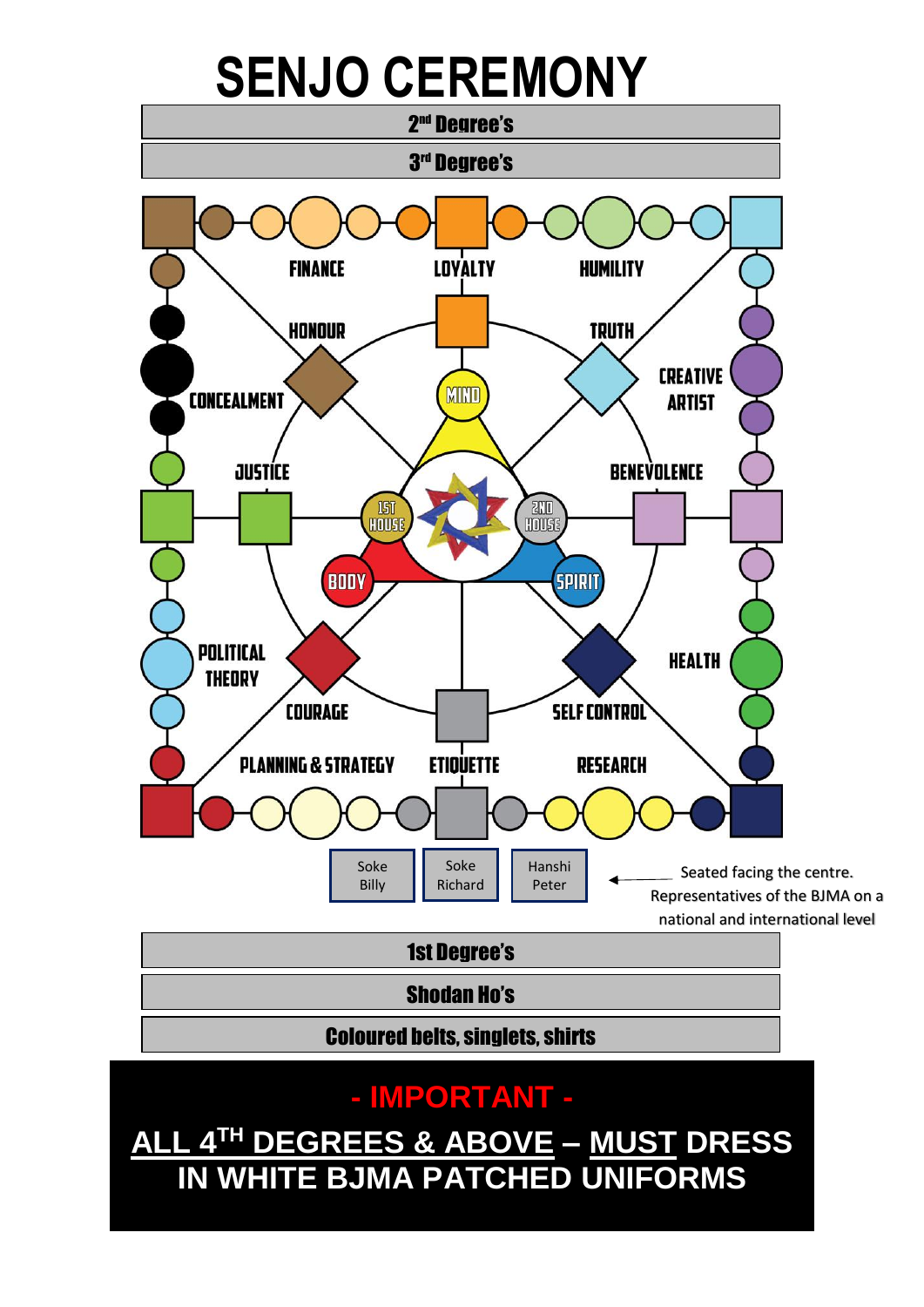# SENJO CEREMONY

2[nd] Degree's

3[rd] Degree's

FINANCE

LOYALTY

HUMILITY

HONOUR

TRUTH

CREATIVE ARTIST

CONCEALMENT

MIND

JUSTICE

BENEVOLENCE

1ST HOUSE

2ND HOUSE

BODY

SPIRIT

POLITICAL THEORY

HEALTH

COURAGE

SELF CONTROL

PLANNING & STRATEGY

ETIQUETTE

RESEARCH

| Soke Billy | Soke Richard | Hanshi Peter |
|---|---|---|

Seated facing the centre. Representatives of the BJMA on a national and international level

1st Degree's

Shodan Ho's

Coloured belts, singlets, shirts

**- IMPORTANT -**

**ALL 4[TH] DEGREES & ABOVE – MUST DRESS IN WHITE BJMA PATCHED UNIFORMS**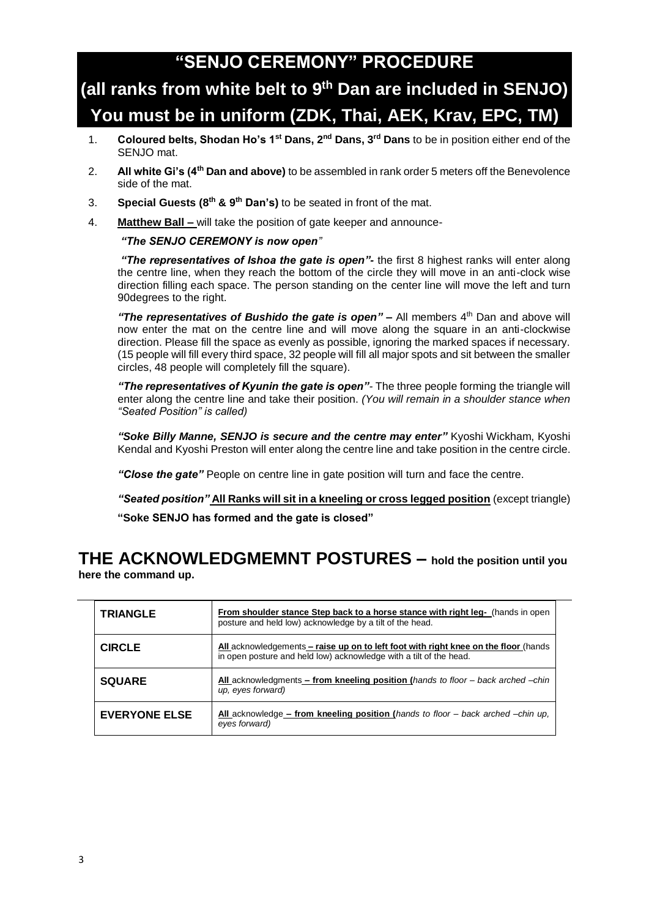# "SENJO CEREMONY" PROCEDURE

# (all ranks from white belt to 9th Dan are included in SENJO)

# You must be in uniform (ZDK, Thai, AEK, Krav, EPC, TM)

1. **Coloured belts, Shodan Ho's 1st Dans, 2nd Dans, 3rd Dans** to be in position either end of the SENJO mat.
2. **All white Gi's (4th Dan and above)** to be assembled in rank order 5 meters off the Benevolence side of the mat.
3. **Special Guests (8th & 9th Dan's)** to be seated in front of the mat.
4. **Matthew Ball –** will take the position of gate keeper and announce-

   ***"The SENJO CEREMONY is now open"***

   ***"The representatives of Ishoa the gate is open"-*** the first 8 highest ranks will enter along the centre line, when they reach the bottom of the circle they will move in an anti-clock wise direction filling each space. The person standing on the center line will move the left and turn 90degrees to the right.

   ***"The representatives of Bushido the gate is open" –*** All members 4th Dan and above will now enter the mat on the centre line and will move along the square in an anti-clockwise direction. Please fill the space as evenly as possible, ignoring the marked spaces if necessary. (15 people will fill every third space, 32 people will fill all major spots and sit between the smaller circles, 48 people will completely fill the square).

   ***"The representatives of Kyunin the gate is open"-*** The three people forming the triangle will enter along the centre line and take their position. *(You will remain in a shoulder stance when "Seated Position" is called)*

   ***"Soke Billy Manne, SENJO is secure and the centre may enter"*** Kyoshi Wickham, Kyoshi Kendal and Kyoshi Preston will enter along the centre line and take position in the centre circle.

   ***"Close the gate"*** People on centre line in gate position will turn and face the centre.

   ***"Seated position"* All Ranks will sit in a kneeling or cross legged position** (except triangle)

   **"Soke SENJO has formed and the gate is closed"**

## THE ACKNOWLEDGMEMNT POSTURES – hold the position until you here the command up.

| | |
|---|---|
| **TRIANGLE** | **From shoulder stance Step back to a horse stance with right leg-** (hands in open posture and held low) acknowledge by a tilt of the head. |
| **CIRCLE** | **All acknowledgements – raise up on to left foot with right knee on the floor** (hands in open posture and held low) acknowledge with a tilt of the head. |
| **SQUARE** | **All acknowledgments – from kneeling position (***hands to floor – back arched –chin up, eyes forward)* |
| **EVERYONE ELSE** | **All acknowledge – from kneeling position (***hands to floor – back arched –chin up, eyes forward)* |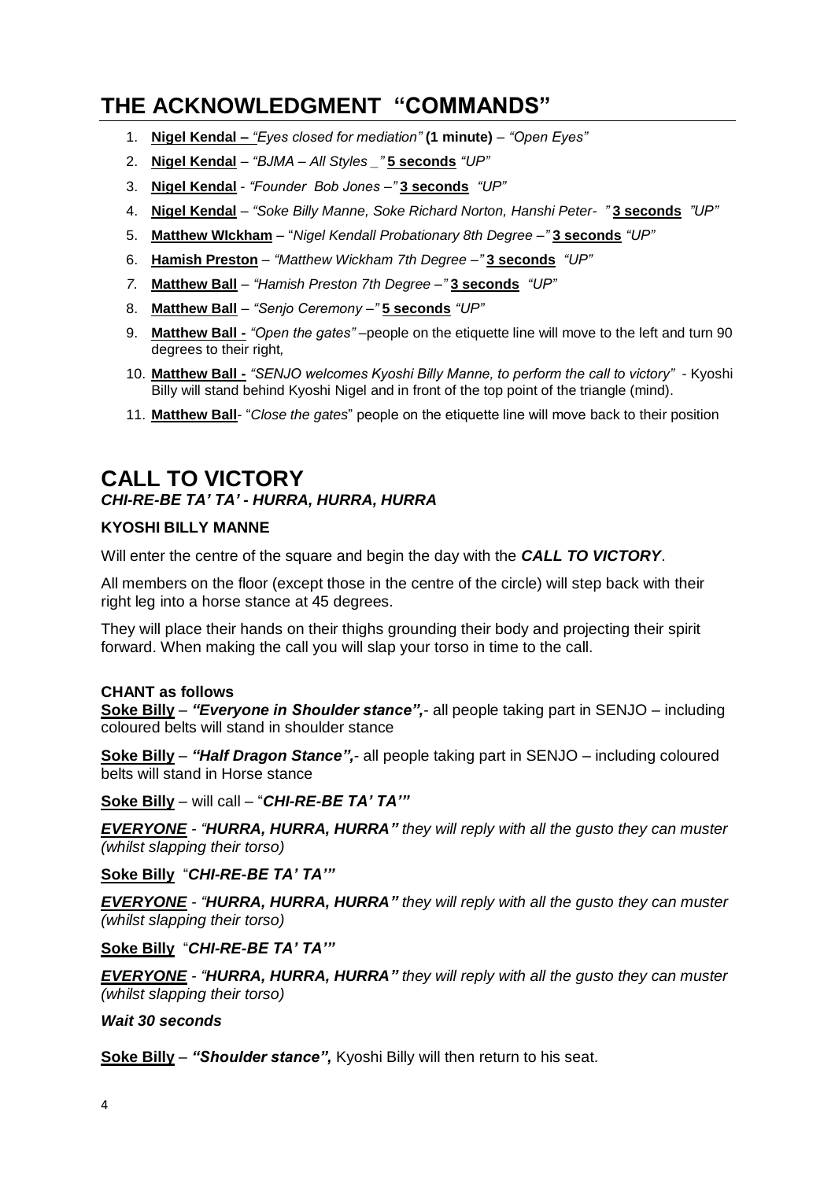# THE ACKNOWLEDGMENT "COMMANDS"

1. **Nigel Kendal –** *"Eyes closed for mediation"* **(1 minute)** – *"Open Eyes"*
2. **Nigel Kendal** – *"BJMA – All Styles _"* **5 seconds** *"UP"*
3. **Nigel Kendal** - *"Founder Bob Jones –"* **3 seconds** *"UP"*
4. **Nigel Kendal** – *"Soke Billy Manne, Soke Richard Norton, Hanshi Peter- "* **3 seconds** *"UP"*
5. **Matthew WIckham** – "*Nigel Kendall Probationary 8th Degree –"* **3 seconds** *"UP"*
6. **Hamish Preston** – *"Matthew Wickham 7th Degree –"* **3 seconds** *"UP"*
7. **Matthew Ball** – *"Hamish Preston 7th Degree –"* **3 seconds** *"UP"*
8. **Matthew Ball** – *"Senjo Ceremony –"* **5 seconds** *"UP"*
9. **Matthew Ball -** *"Open the gates"* –people on the etiquette line will move to the left and turn 90 degrees to their right*,*
10. **Matthew Ball -** *"SENJO welcomes Kyoshi Billy Manne, to perform the call to victory"* - Kyoshi Billy will stand behind Kyoshi Nigel and in front of the top point of the triangle (mind).
11. **Matthew Ball**- "*Close the gates*" people on the etiquette line will move back to their position

# CALL TO VICTORY

***CHI-RE-BE TA' TA' - HURRA, HURRA, HURRA***

**KYOSHI BILLY MANNE**

Will enter the centre of the square and begin the day with the ***CALL TO VICTORY***.

All members on the floor (except those in the centre of the circle) will step back with their right leg into a horse stance at 45 degrees.

They will place their hands on their thighs grounding their body and projecting their spirit forward. When making the call you will slap your torso in time to the call.

**CHANT as follows**

**Soke Billy** – ***"Everyone in Shoulder stance",***- all people taking part in SENJO – including coloured belts will stand in shoulder stance

**Soke Billy** – ***"Half Dragon Stance",***- all people taking part in SENJO – including coloured belts will stand in Horse stance

**Soke Billy** – will call – "***CHI-RE-BE TA' TA'"***

***EVERYONE*** - *"**HURRA, HURRA, HURRA"** they will reply with all the gusto they can muster (whilst slapping their torso)*

**Soke Billy** "***CHI-RE-BE TA' TA'"***

***EVERYONE*** - *"**HURRA, HURRA, HURRA"** they will reply with all the gusto they can muster (whilst slapping their torso)*

**Soke Billy** "***CHI-RE-BE TA' TA'"***

***EVERYONE*** - *"**HURRA, HURRA, HURRA"** they will reply with all the gusto they can muster (whilst slapping their torso)*

***Wait 30 seconds***

**Soke Billy** – ***"Shoulder stance",*** Kyoshi Billy will then return to his seat.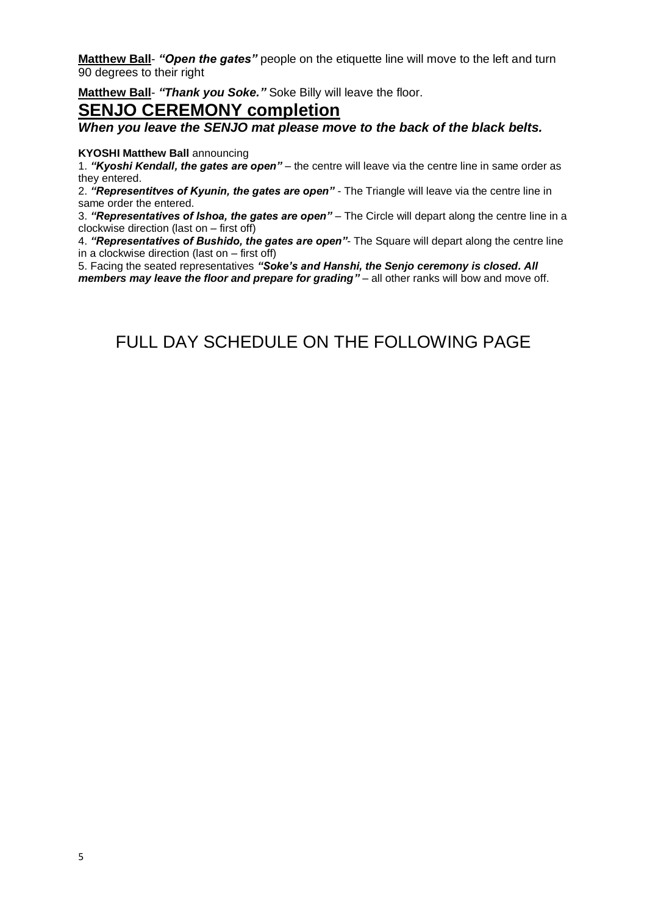**Matthew Ball**- ***"Open the gates"*** people on the etiquette line will move to the left and turn 90 degrees to their right

**Matthew Ball**- ***"Thank you Soke."*** Soke Billy will leave the floor.

## SENJO CEREMONY completion

***When you leave the SENJO mat please move to the back of the black belts.***

**KYOSHI Matthew Ball** announcing

1. ***"Kyoshi Kendall, the gates are open"*** – the centre will leave via the centre line in same order as they entered.
2. ***"Representitves of Kyunin, the gates are open"*** - The Triangle will leave via the centre line in same order the entered.
3. ***"Representatives of Ishoa, the gates are open"*** – The Circle will depart along the centre line in a clockwise direction (last on – first off)
4. ***"Representatives of Bushido, the gates are open"***- The Square will depart along the centre line in a clockwise direction (last on – first off)
5. Facing the seated representatives ***"Soke's and Hanshi, the Senjo ceremony is closed. All members may leave the floor and prepare for grading"*** – all other ranks will bow and move off.

# FULL DAY SCHEDULE ON THE FOLLOWING PAGE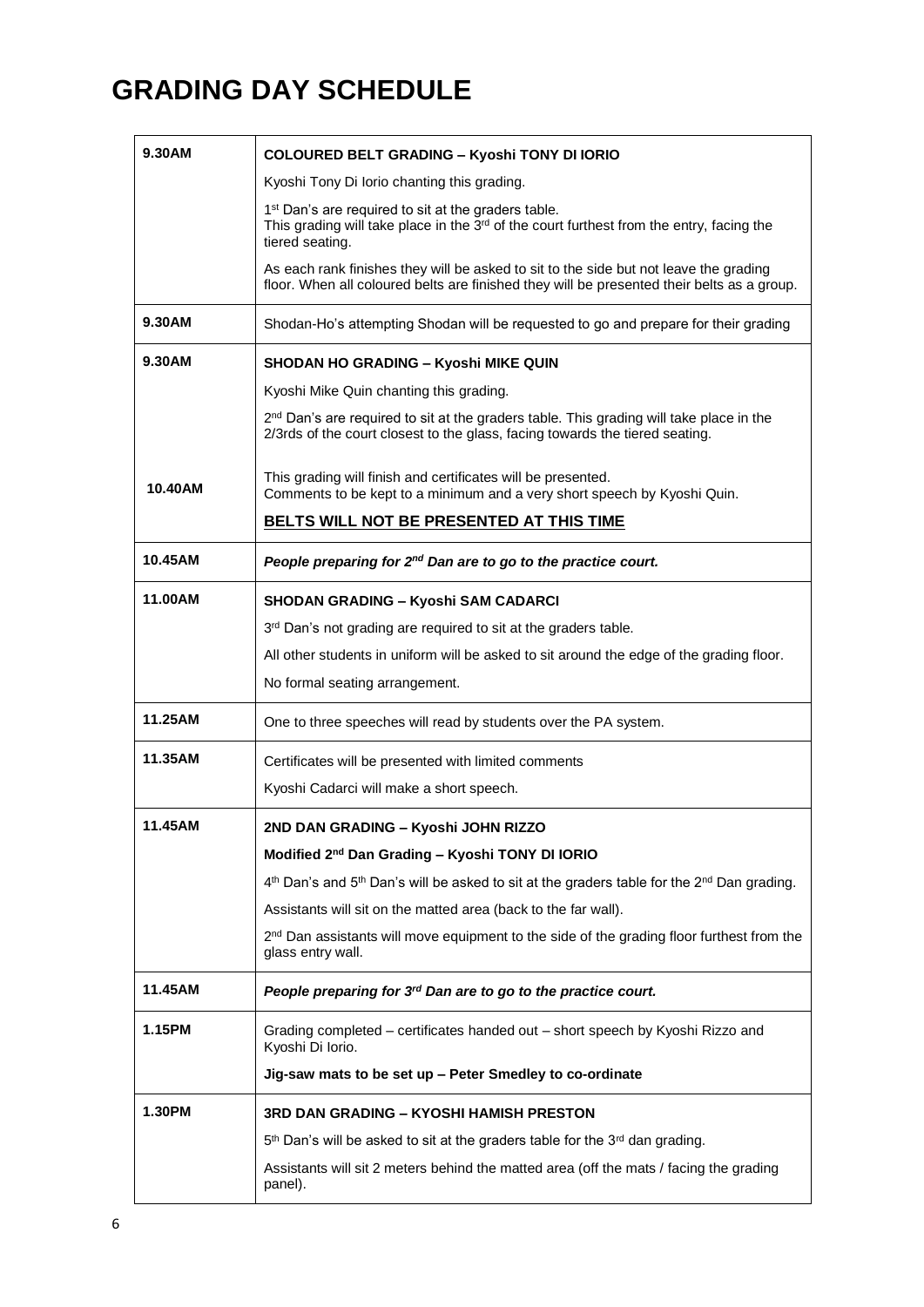# GRADING DAY SCHEDULE

| | |
|---|---|
| 9.30AM | **COLOURED BELT GRADING – Kyoshi TONY DI IORIO**<br>Kyoshi Tony Di Iorio chanting this grading.<br>1st Dan's are required to sit at the graders table.<br>This grading will take place in the 3rd of the court furthest from the entry, facing the tiered seating.<br>As each rank finishes they will be asked to sit to the side but not leave the grading floor. When all coloured belts are finished they will be presented their belts as a group. |
| 9.30AM | Shodan-Ho's attempting Shodan will be requested to go and prepare for their grading |
| 9.30AM<br><br><br><br>10.40AM | **SHODAN HO GRADING – Kyoshi MIKE QUIN**<br>Kyoshi Mike Quin chanting this grading.<br>2nd Dan's are required to sit at the graders table. This grading will take place in the 2/3rds of the court closest to the glass, facing towards the tiered seating.<br>This grading will finish and certificates will be presented.<br>Comments to be kept to a minimum and a very short speech by Kyoshi Quin.<br>**BELTS WILL NOT BE PRESENTED AT THIS TIME** |
| 10.45AM | ***People preparing for 2nd Dan are to go to the practice court.*** |
| 11.00AM | **SHODAN GRADING – Kyoshi SAM CADARCI**<br>3rd Dan's not grading are required to sit at the graders table.<br>All other students in uniform will be asked to sit around the edge of the grading floor.<br>No formal seating arrangement. |
| 11.25AM | One to three speeches will read by students over the PA system. |
| 11.35AM | Certificates will be presented with limited comments<br>Kyoshi Cadarci will make a short speech. |
| 11.45AM | **2ND DAN GRADING – Kyoshi JOHN RIZZO**<br>**Modified 2nd Dan Grading – Kyoshi TONY DI IORIO**<br>4th Dan's and 5th Dan's will be asked to sit at the graders table for the 2nd Dan grading.<br>Assistants will sit on the matted area (back to the far wall).<br>2nd Dan assistants will move equipment to the side of the grading floor furthest from the glass entry wall. |
| 11.45AM | ***People preparing for 3rd Dan are to go to the practice court.*** |
| 1.15PM | Grading completed – certificates handed out – short speech by Kyoshi Rizzo and Kyoshi Di Iorio.<br>**Jig-saw mats to be set up – Peter Smedley to co-ordinate** |
| 1.30PM | **3RD DAN GRADING – KYOSHI HAMISH PRESTON**<br>5th Dan's will be asked to sit at the graders table for the 3rd dan grading.<br>Assistants will sit 2 meters behind the matted area (off the mats / facing the grading panel). |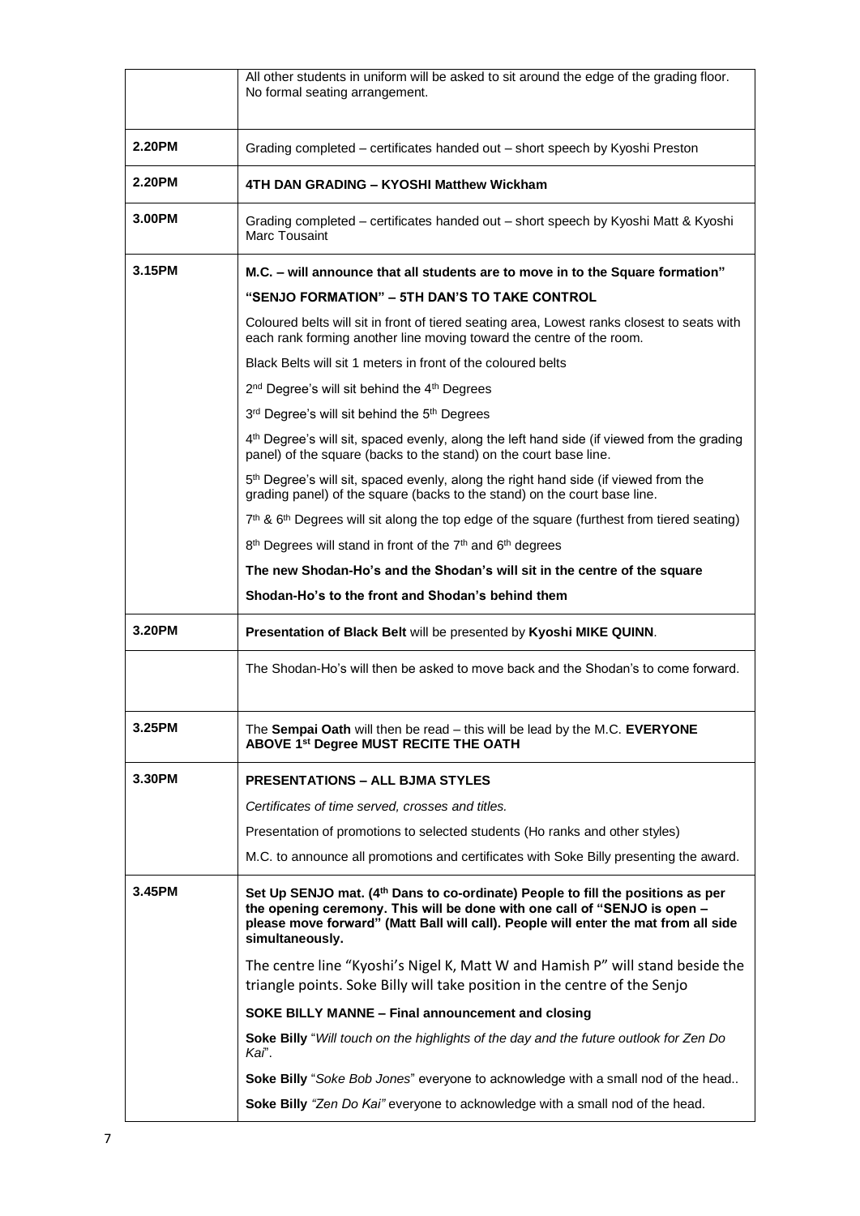| | |
|---|---|
| | All other students in uniform will be asked to sit around the edge of the grading floor. No formal seating arrangement. |
| **2.20PM** | Grading completed – certificates handed out – short speech by Kyoshi Preston |
| **2.20PM** | **4TH DAN GRADING – KYOSHI Matthew Wickham** |
| **3.00PM** | Grading completed – certificates handed out – short speech by Kyoshi Matt & Kyoshi Marc Tousaint |
| **3.15PM** | **M.C. – will announce that all students are to move in to the Square formation"**<br><br>**"SENJO FORMATION" – 5TH DAN'S TO TAKE CONTROL**<br><br>Coloured belts will sit in front of tiered seating area, Lowest ranks closest to seats with each rank forming another line moving toward the centre of the room.<br><br>Black Belts will sit 1 meters in front of the coloured belts<br><br>2nd Degree's will sit behind the 4th Degrees<br><br>3rd Degree's will sit behind the 5th Degrees<br><br>4th Degree's will sit, spaced evenly, along the left hand side (if viewed from the grading panel) of the square (backs to the stand) on the court base line.<br><br>5th Degree's will sit, spaced evenly, along the right hand side (if viewed from the grading panel) of the square (backs to the stand) on the court base line.<br><br>7th & 6th Degrees will sit along the top edge of the square (furthest from tiered seating)<br><br>8th Degrees will stand in front of the 7th and 6th degrees<br><br>**The new Shodan-Ho's and the Shodan's will sit in the centre of the square**<br><br>**Shodan-Ho's to the front and Shodan's behind them** |
| **3.20PM** | **Presentation of Black Belt** will be presented by **Kyoshi MIKE QUINN**. |
| | The Shodan-Ho's will then be asked to move back and the Shodan's to come forward. |
| **3.25PM** | The **Sempai Oath** will then be read – this will be lead by the M.C. **EVERYONE ABOVE 1st Degree MUST RECITE THE OATH** |
| **3.30PM** | **PRESENTATIONS – ALL BJMA STYLES**<br><br>*Certificates of time served, crosses and titles.*<br><br>Presentation of promotions to selected students (Ho ranks and other styles)<br><br>M.C. to announce all promotions and certificates with Soke Billy presenting the award. |
| **3.45PM** | **Set Up SENJO mat. (4th Dans to co-ordinate) People to fill the positions as per the opening ceremony. This will be done with one call of "SENJO is open – please move forward" (Matt Ball will call). People will enter the mat from all side simultaneously.**<br><br>The centre line "Kyoshi's Nigel K, Matt W and Hamish P" will stand beside the triangle points. Soke Billy will take position in the centre of the Senjo<br><br>**SOKE BILLY MANNE – Final announcement and closing**<br><br>**Soke Billy** "*Will touch on the highlights of the day and the future outlook for Zen Do Kai*".<br><br>**Soke Billy** "*Soke Bob Jones*" everyone to acknowledge with a small nod of the head..<br><br>**Soke Billy** *"Zen Do Kai"* everyone to acknowledge with a small nod of the head. |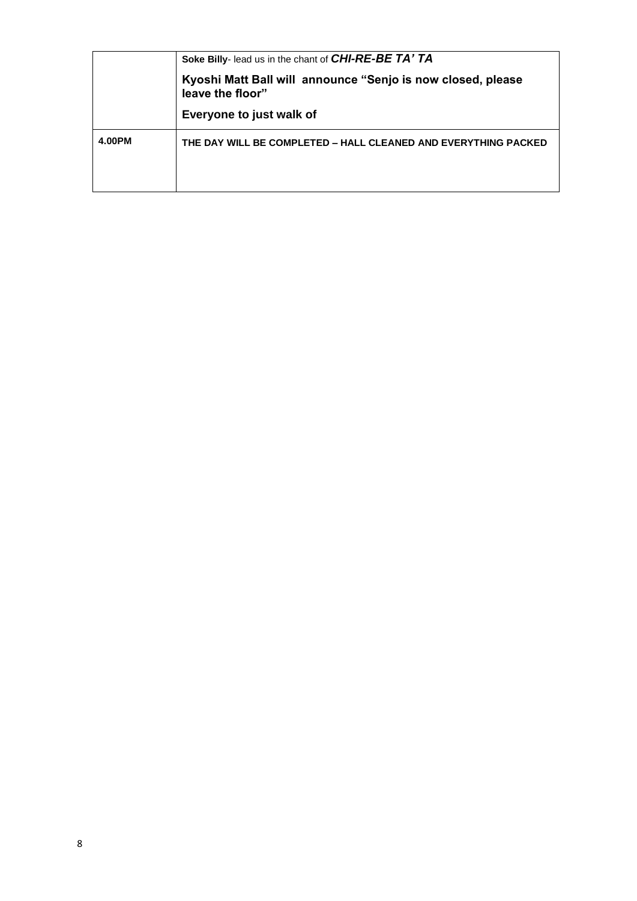| | |
|---|---|
| | **Soke Billy**- lead us in the chant of ***CHI-RE-BE TA' TA*** <br> **Kyoshi Matt Ball will announce "Senjo is now closed, please leave the floor"** <br> **Everyone to just walk of** |
| **4.00PM** | **THE DAY WILL BE COMPLETED – HALL CLEANED AND EVERYTHING PACKED** |